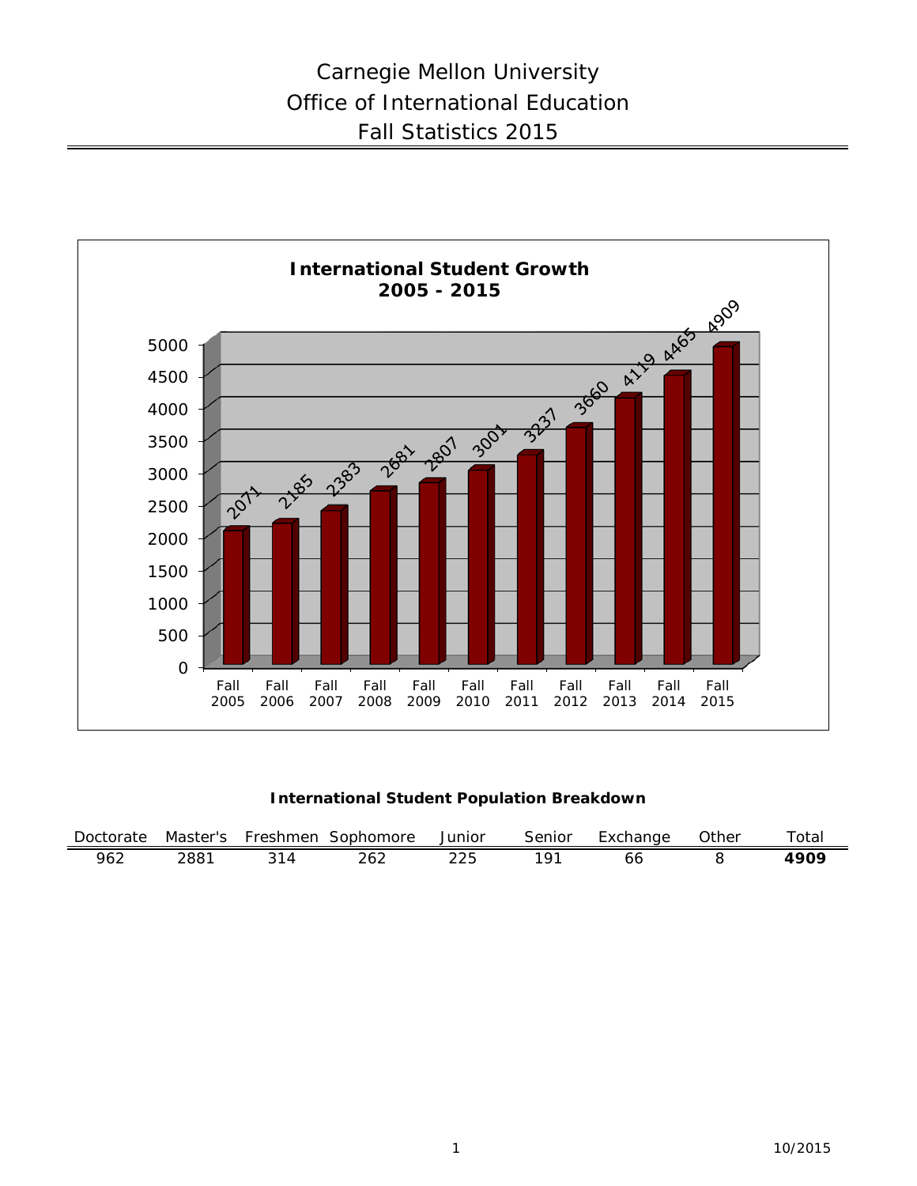# Carnegie Mellon University
## Office of International Education
## Fall Statistics 2015

### International Student Growth 2005 - 2015

| Fall 2005 | Fall 2006 | Fall 2007 | Fall 2008 | Fall 2009 | Fall 2010 | Fall 2011 | Fall 2012 | Fall 2013 | Fall 2014 | Fall 2015 |
|---|---|---|---|---|---|---|---|---|---|---|
| 2071 | 2185 | 2383 | 2681 | 2807 | 3001 | 3237 | 3660 | 4119 | 4465 | 4909 |

### International Student Population Breakdown

| Doctorate | Master's | Freshmen | Sophomore | Junior | Senior | Exchange | Other | Total |
|---|---|---|---|---|---|---|---|---|
| 962 | 2881 | 314 | 262 | 225 | 191 | 66 | 8 | **4909** |

10/2015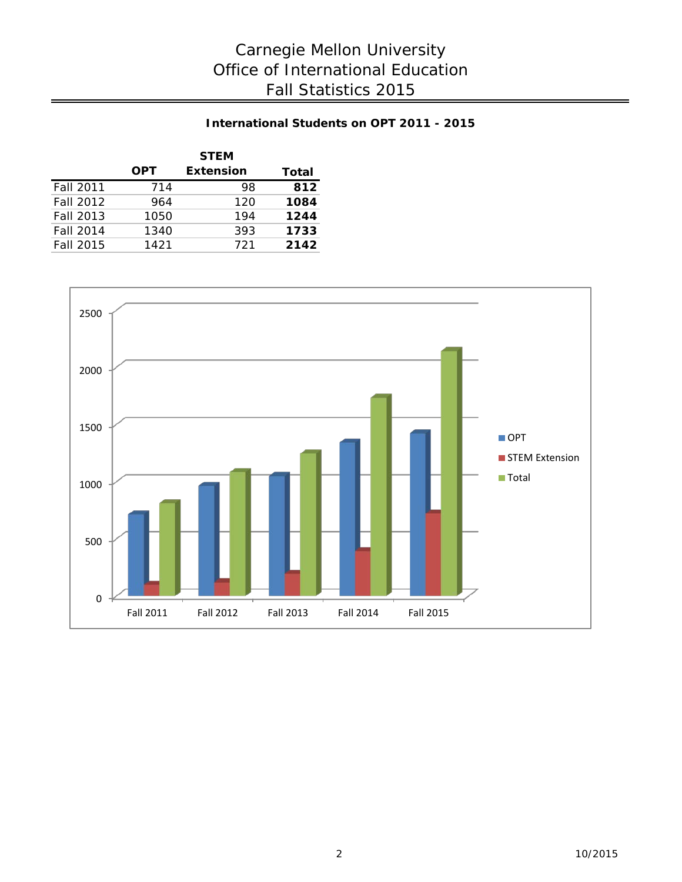# Carnegie Mellon University
# Office of International Education
# Fall Statistics 2015

**International Students on OPT 2011 - 2015**

| | OPT | STEM Extension | Total |
|---|---|---|---|
| Fall 2011 | 714 | 98 | **812** |
| Fall 2012 | 964 | 120 | **1084** |
| Fall 2013 | 1050 | 194 | **1244** |
| Fall 2014 | 1340 | 393 | **1733** |
| Fall 2015 | 1421 | 721 | **2142** |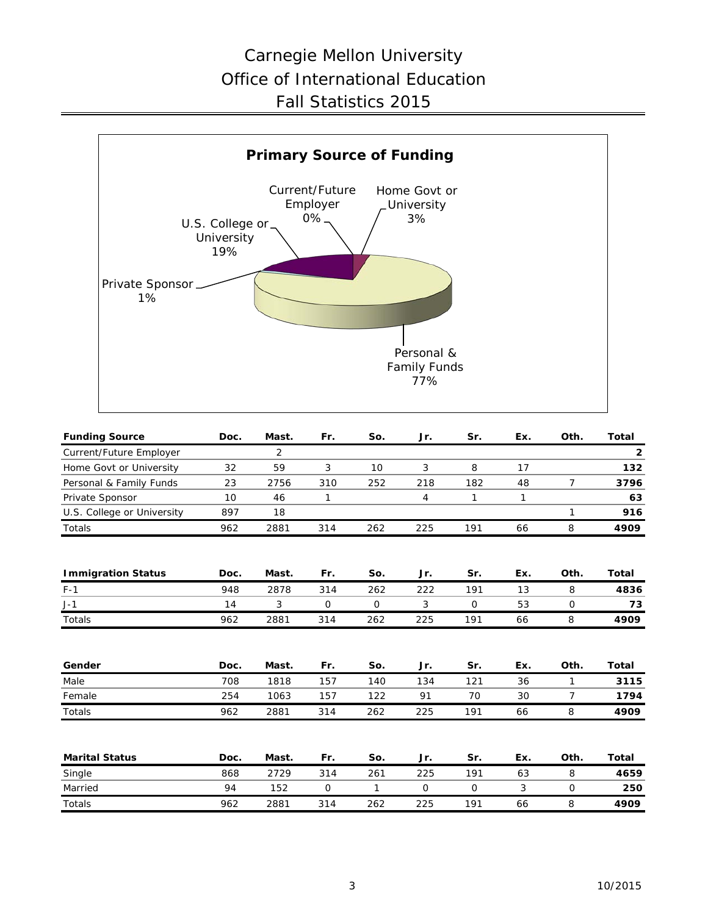# Carnegie Mellon University
## Office of International Education
## Fall Statistics 2015

### Primary Source of Funding

- Current/Future Employer 0%
- Home Govt or University 3%
- U.S. College or University 19%
- Private Sponsor 1%
- Personal & Family Funds 77%

| Funding Source | Doc. | Mast. | Fr. | So. | Jr. | Sr. | Ex. | Oth. | Total |
|---|---|---|---|---|---|---|---|---|---|
| Current/Future Employer | | 2 | | | | | | | **2** |
| Home Govt or University | 32 | 59 | 3 | 10 | 3 | 8 | 17 | | **132** |
| Personal & Family Funds | 23 | 2756 | 310 | 252 | 218 | 182 | 48 | 7 | **3796** |
| Private Sponsor | 10 | 46 | 1 | | 4 | 1 | 1 | | **63** |
| U.S. College or University | 897 | 18 | | | | | | 1 | **916** |
| Totals | 962 | 2881 | 314 | 262 | 225 | 191 | 66 | 8 | **4909** |

| Immigration Status | Doc. | Mast. | Fr. | So. | Jr. | Sr. | Ex. | Oth. | Total |
|---|---|---|---|---|---|---|---|---|---|
| F-1 | 948 | 2878 | 314 | 262 | 222 | 191 | 13 | 8 | **4836** |
| J-1 | 14 | 3 | 0 | 0 | 3 | 0 | 53 | 0 | **73** |
| Totals | 962 | 2881 | 314 | 262 | 225 | 191 | 66 | 8 | **4909** |

| Gender | Doc. | Mast. | Fr. | So. | Jr. | Sr. | Ex. | Oth. | Total |
|---|---|---|---|---|---|---|---|---|---|
| Male | 708 | 1818 | 157 | 140 | 134 | 121 | 36 | 1 | **3115** |
| Female | 254 | 1063 | 157 | 122 | 91 | 70 | 30 | 7 | **1794** |
| Totals | 962 | 2881 | 314 | 262 | 225 | 191 | 66 | 8 | **4909** |

| Marital Status | Doc. | Mast. | Fr. | So. | Jr. | Sr. | Ex. | Oth. | Total |
|---|---|---|---|---|---|---|---|---|---|
| Single | 868 | 2729 | 314 | 261 | 225 | 191 | 63 | 8 | **4659** |
| Married | 94 | 152 | 0 | 1 | 0 | 0 | 3 | 0 | **250** |
| Totals | 962 | 2881 | 314 | 262 | 225 | 191 | 66 | 8 | **4909** |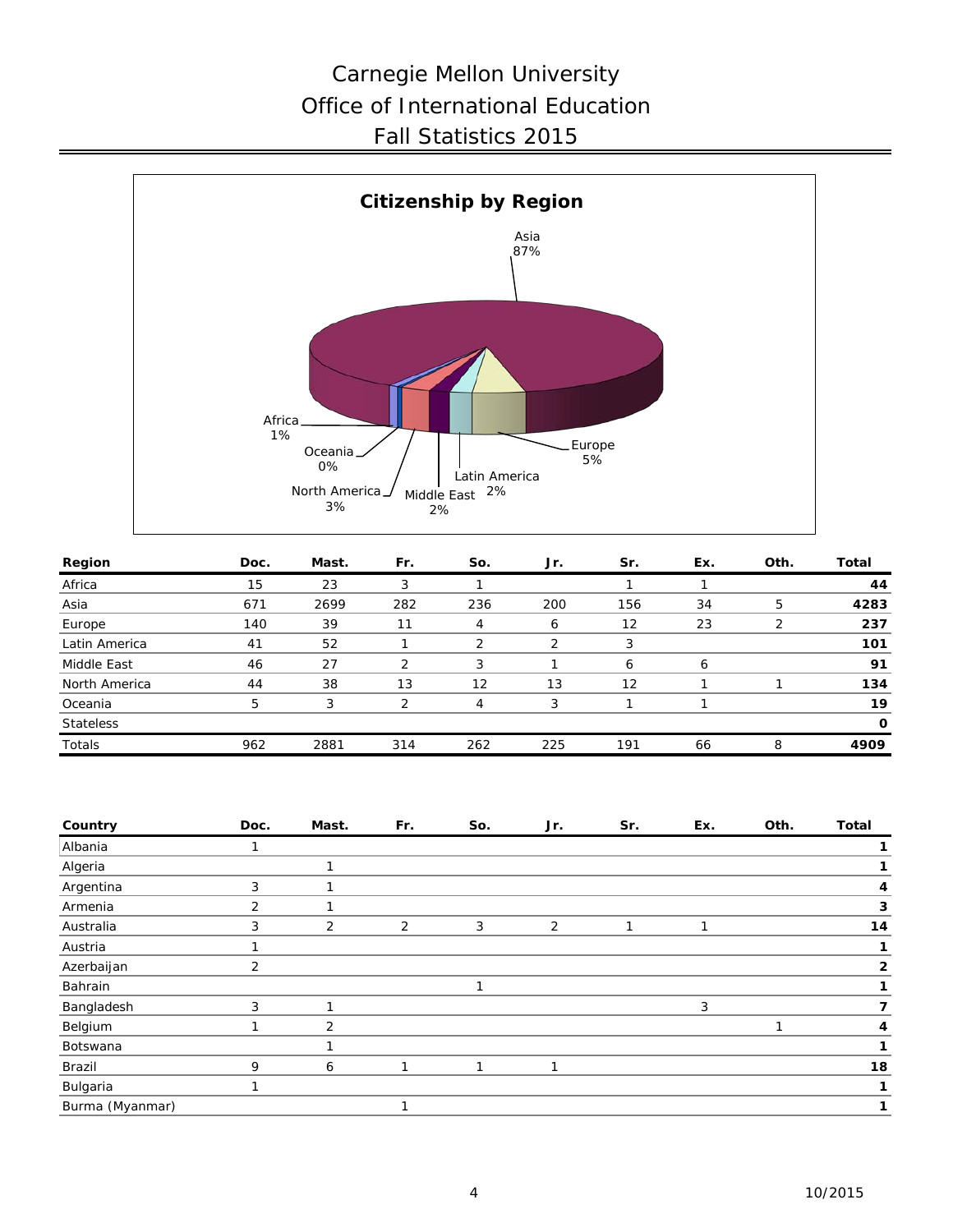# Carnegie Mellon University
# Office of International Education
# Fall Statistics 2015

**Citizenship by Region**

Asia 87%, Europe 5%, North America 3%, Latin America 2%, Middle East 2%, Africa 1%, Oceania 0%

| Region | Doc. | Mast. | Fr. | So. | Jr. | Sr. | Ex. | Oth. | Total |
|---|---|---|---|---|---|---|---|---|---|
| Africa | 15 | 23 | 3 | 1 | | 1 | 1 | | **44** |
| Asia | 671 | 2699 | 282 | 236 | 200 | 156 | 34 | 5 | **4283** |
| Europe | 140 | 39 | 11 | 4 | 6 | 12 | 23 | 2 | **237** |
| Latin America | 41 | 52 | 1 | 2 | 2 | 3 | | | **101** |
| Middle East | 46 | 27 | 2 | 3 | 1 | 6 | 6 | | **91** |
| North America | 44 | 38 | 13 | 12 | 13 | 12 | 1 | 1 | **134** |
| Oceania | 5 | 3 | 2 | 4 | 3 | 1 | 1 | | **19** |
| Stateless | | | | | | | | | **0** |
| Totals | 962 | 2881 | 314 | 262 | 225 | 191 | 66 | 8 | **4909** |

| Country | Doc. | Mast. | Fr. | So. | Jr. | Sr. | Ex. | Oth. | Total |
|---|---|---|---|---|---|---|---|---|---|
| Albania | 1 | | | | | | | | **1** |
| Algeria | | 1 | | | | | | | **1** |
| Argentina | 3 | 1 | | | | | | | **4** |
| Armenia | 2 | 1 | | | | | | | **3** |
| Australia | 3 | 2 | 2 | 3 | 2 | 1 | 1 | | **14** |
| Austria | 1 | | | | | | | | **1** |
| Azerbaijan | 2 | | | | | | | | **2** |
| Bahrain | | | | 1 | | | | | **1** |
| Bangladesh | 3 | 1 | | | | | 3 | | **7** |
| Belgium | 1 | 2 | | | | | | 1 | **4** |
| Botswana | | 1 | | | | | | | **1** |
| Brazil | 9 | 6 | 1 | 1 | 1 | | | | **18** |
| Bulgaria | 1 | | | | | | | | **1** |
| Burma (Myanmar) | | | 1 | | | | | | **1** |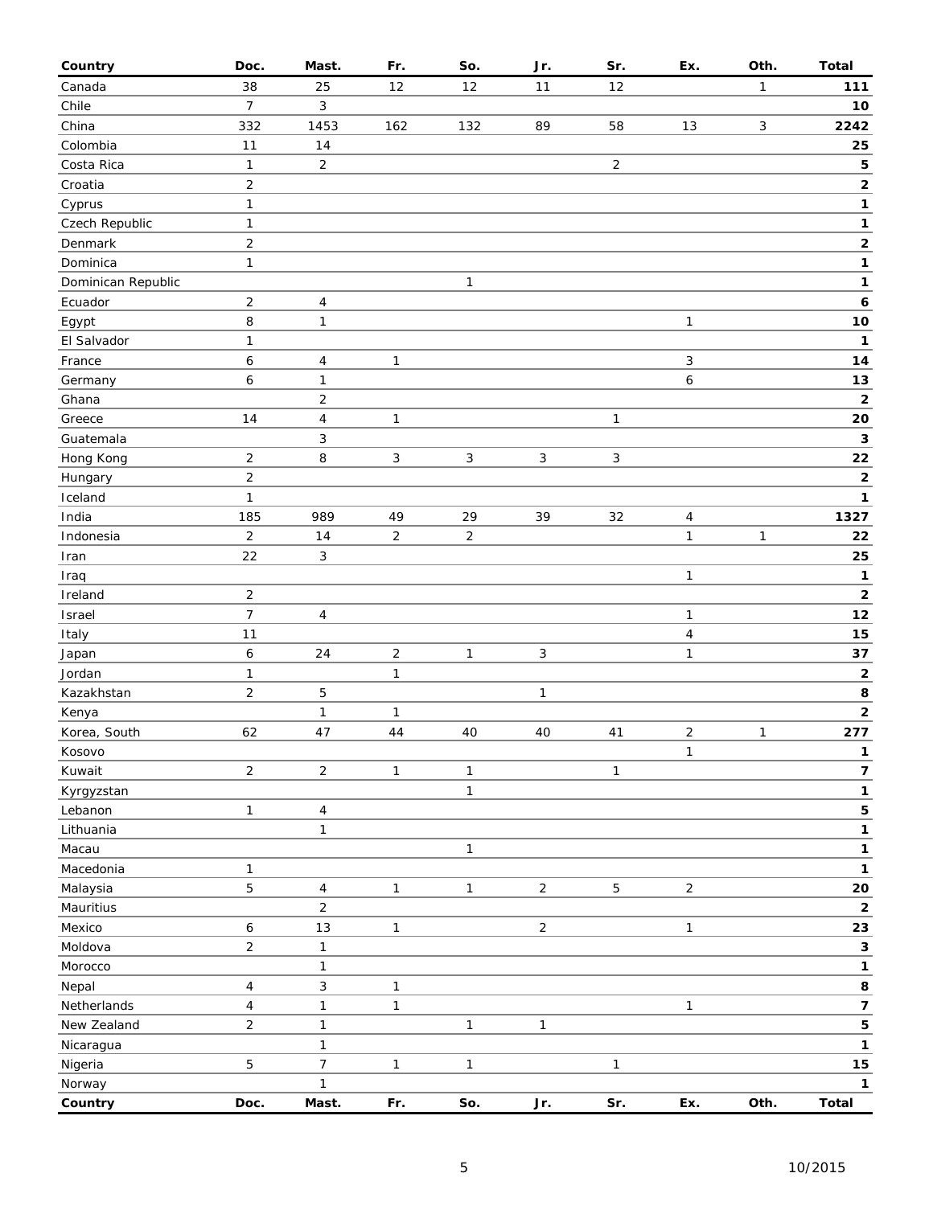| Country | Doc. | Mast. | Fr. | So. | Jr. | Sr. | Ex. | Oth. | Total |
|---|---|---|---|---|---|---|---|---|---|
| Canada | 38 | 25 | 12 | 12 | 11 | 12 | | 1 | **111** |
| Chile | 7 | 3 | | | | | | | **10** |
| China | 332 | 1453 | 162 | 132 | 89 | 58 | 13 | 3 | **2242** |
| Colombia | 11 | 14 | | | | | | | **25** |
| Costa Rica | 1 | 2 | | | | 2 | | | **5** |
| Croatia | 2 | | | | | | | | **2** |
| Cyprus | 1 | | | | | | | | **1** |
| Czech Republic | 1 | | | | | | | | **1** |
| Denmark | 2 | | | | | | | | **2** |
| Dominica | 1 | | | | | | | | **1** |
| Dominican Republic | | | | 1 | | | | | **1** |
| Ecuador | 2 | 4 | | | | | | | **6** |
| Egypt | 8 | 1 | | | | | 1 | | **10** |
| El Salvador | 1 | | | | | | | | **1** |
| France | 6 | 4 | 1 | | | | 3 | | **14** |
| Germany | 6 | 1 | | | | | 6 | | **13** |
| Ghana | | 2 | | | | | | | **2** |
| Greece | 14 | 4 | 1 | | | 1 | | | **20** |
| Guatemala | | 3 | | | | | | | **3** |
| Hong Kong | 2 | 8 | 3 | 3 | 3 | 3 | | | **22** |
| Hungary | 2 | | | | | | | | **2** |
| Iceland | 1 | | | | | | | | **1** |
| India | 185 | 989 | 49 | 29 | 39 | 32 | 4 | | **1327** |
| Indonesia | 2 | 14 | 2 | 2 | | | 1 | 1 | **22** |
| Iran | 22 | 3 | | | | | | | **25** |
| Iraq | | | | | | | 1 | | **1** |
| Ireland | 2 | | | | | | | | **2** |
| Israel | 7 | 4 | | | | | 1 | | **12** |
| Italy | 11 | | | | | | 4 | | **15** |
| Japan | 6 | 24 | 2 | 1 | 3 | | 1 | | **37** |
| Jordan | 1 | | 1 | | | | | | **2** |
| Kazakhstan | 2 | 5 | | | 1 | | | | **8** |
| Kenya | | 1 | 1 | | | | | | **2** |
| Korea, South | 62 | 47 | 44 | 40 | 40 | 41 | 2 | 1 | **277** |
| Kosovo | | | | | | | 1 | | **1** |
| Kuwait | 2 | 2 | 1 | 1 | | 1 | | | **7** |
| Kyrgyzstan | | | | 1 | | | | | **1** |
| Lebanon | 1 | 4 | | | | | | | **5** |
| Lithuania | | 1 | | | | | | | **1** |
| Macau | | | | 1 | | | | | **1** |
| Macedonia | 1 | | | | | | | | **1** |
| Malaysia | 5 | 4 | 1 | 1 | 2 | 5 | 2 | | **20** |
| Mauritius | | 2 | | | | | | | **2** |
| Mexico | 6 | 13 | 1 | | 2 | | 1 | | **23** |
| Moldova | 2 | 1 | | | | | | | **3** |
| Morocco | | 1 | | | | | | | **1** |
| Nepal | 4 | 3 | 1 | | | | | | **8** |
| Netherlands | 4 | 1 | 1 | | | | 1 | | **7** |
| New Zealand | 2 | 1 | | 1 | 1 | | | | **5** |
| Nicaragua | | 1 | | | | | | | **1** |
| Nigeria | 5 | 7 | 1 | 1 | | 1 | | | **15** |
| Norway | | 1 | | | | | | | **1** |
| **Country** | **Doc.** | **Mast.** | **Fr.** | **So.** | **Jr.** | **Sr.** | **Ex.** | **Oth.** | **Total** |

10/2015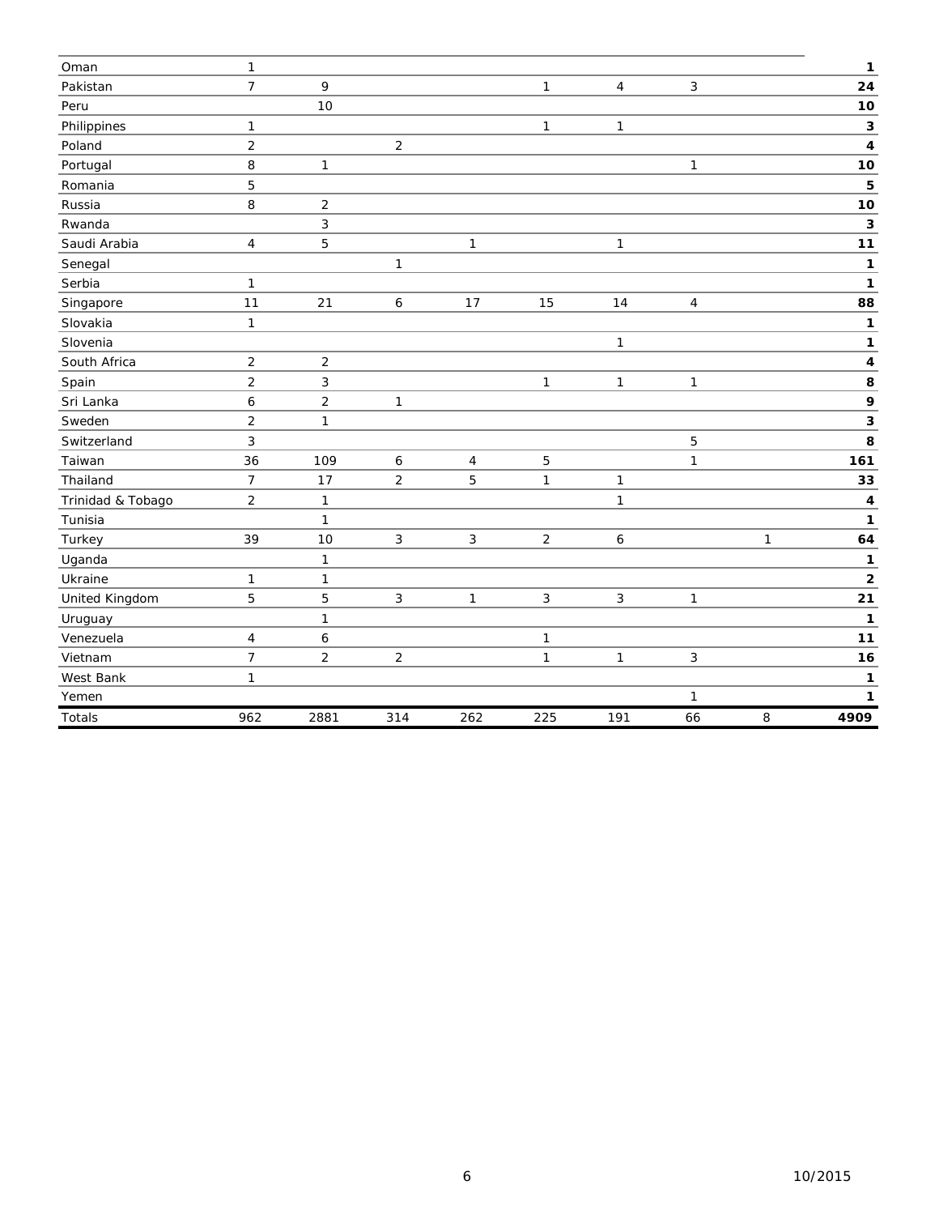| | | | | | | | | | |
|---|---|---|---|---|---|---|---|---|---|
| Oman | 1 | | | | | | | | **1** |
| Pakistan | 7 | 9 | | | 1 | 4 | 3 | | **24** |
| Peru | | 10 | | | | | | | **10** |
| Philippines | 1 | | | | 1 | 1 | | | **3** |
| Poland | 2 | | 2 | | | | | | **4** |
| Portugal | 8 | 1 | | | | | 1 | | **10** |
| Romania | 5 | | | | | | | | **5** |
| Russia | 8 | 2 | | | | | | | **10** |
| Rwanda | | 3 | | | | | | | **3** |
| Saudi Arabia | 4 | 5 | | 1 | | 1 | | | **11** |
| Senegal | | | 1 | | | | | | **1** |
| Serbia | 1 | | | | | | | | **1** |
| Singapore | 11 | 21 | 6 | 17 | 15 | 14 | 4 | | **88** |
| Slovakia | 1 | | | | | | | | **1** |
| Slovenia | | | | | | 1 | | | **1** |
| South Africa | 2 | 2 | | | | | | | **4** |
| Spain | 2 | 3 | | | 1 | 1 | 1 | | **8** |
| Sri Lanka | 6 | 2 | 1 | | | | | | **9** |
| Sweden | 2 | 1 | | | | | | | **3** |
| Switzerland | 3 | | | | | | 5 | | **8** |
| Taiwan | 36 | 109 | 6 | 4 | 5 | | 1 | | **161** |
| Thailand | 7 | 17 | 2 | 5 | 1 | 1 | | | **33** |
| Trinidad & Tobago | 2 | 1 | | | | 1 | | | **4** |
| Tunisia | | 1 | | | | | | | **1** |
| Turkey | 39 | 10 | 3 | 3 | 2 | 6 | | 1 | **64** |
| Uganda | | 1 | | | | | | | **1** |
| Ukraine | 1 | 1 | | | | | | | **2** |
| United Kingdom | 5 | 5 | 3 | 1 | 3 | 3 | 1 | | **21** |
| Uruguay | | 1 | | | | | | | **1** |
| Venezuela | 4 | 6 | | | 1 | | | | **11** |
| Vietnam | 7 | 2 | 2 | | 1 | 1 | 3 | | **16** |
| West Bank | 1 | | | | | | | | **1** |
| Yemen | | | | | | | 1 | | **1** |
| Totals | 962 | 2881 | 314 | 262 | 225 | 191 | 66 | 8 | **4909** |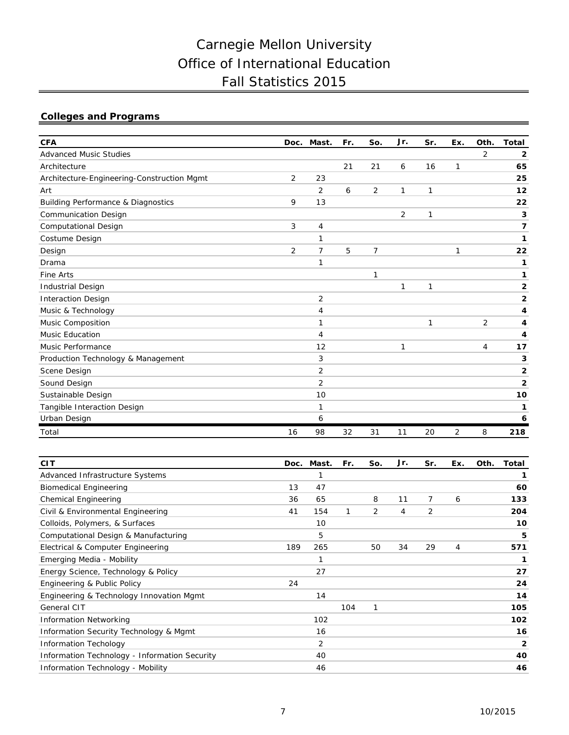# Carnegie Mellon University
# Office of International Education
# Fall Statistics 2015

## Colleges and Programs

| CFA | Doc. | Mast. | Fr. | So. | Jr. | Sr. | Ex. | Oth. | Total |
|---|---|---|---|---|---|---|---|---|---|
| Advanced Music Studies | | | | | | | | 2 | **2** |
| Architecture | | | 21 | 21 | 6 | 16 | 1 | | **65** |
| Architecture-Engineering-Construction Mgmt | 2 | 23 | | | | | | | **25** |
| Art | | 2 | 6 | 2 | 1 | 1 | | | **12** |
| Building Performance & Diagnostics | 9 | 13 | | | | | | | **22** |
| Communication Design | | | | | 2 | 1 | | | **3** |
| Computational Design | 3 | 4 | | | | | | | **7** |
| Costume Design | | 1 | | | | | | | **1** |
| Design | 2 | 7 | 5 | 7 | | | 1 | | **22** |
| Drama | | 1 | | | | | | | **1** |
| Fine Arts | | | | 1 | | | | | **1** |
| Industrial Design | | | | | 1 | 1 | | | **2** |
| Interaction Design | | 2 | | | | | | | **2** |
| Music & Technology | | 4 | | | | | | | **4** |
| Music Composition | | 1 | | | | 1 | | 2 | **4** |
| Music Education | | 4 | | | | | | | **4** |
| Music Performance | | 12 | | | 1 | | | 4 | **17** |
| Production Technology & Management | | 3 | | | | | | | **3** |
| Scene Design | | 2 | | | | | | | **2** |
| Sound Design | | 2 | | | | | | | **2** |
| Sustainable Design | | 10 | | | | | | | **10** |
| Tangible Interaction Design | | 1 | | | | | | | **1** |
| Urban Design | | 6 | | | | | | | **6** |
| Total | 16 | 98 | 32 | 31 | 11 | 20 | 2 | 8 | **218** |

| CIT | Doc. | Mast. | Fr. | So. | Jr. | Sr. | Ex. | Oth. | Total |
|---|---|---|---|---|---|---|---|---|---|
| Advanced Infrastructure Systems | | 1 | | | | | | | **1** |
| Biomedical Engineering | 13 | 47 | | | | | | | **60** |
| Chemical Engineering | 36 | 65 | | 8 | 11 | 7 | 6 | | **133** |
| Civil & Environmental Engineering | 41 | 154 | 1 | 2 | 4 | 2 | | | **204** |
| Colloids, Polymers, & Surfaces | | 10 | | | | | | | **10** |
| Computational Design & Manufacturing | | 5 | | | | | | | **5** |
| Electrical & Computer Engineering | 189 | 265 | | 50 | 34 | 29 | 4 | | **571** |
| Emerging Media - Mobility | | 1 | | | | | | | **1** |
| Energy Science, Technology & Policy | | 27 | | | | | | | **27** |
| Engineering & Public Policy | 24 | | | | | | | | **24** |
| Engineering & Technology Innovation Mgmt | | 14 | | | | | | | **14** |
| General CIT | | | 104 | 1 | | | | | **105** |
| Information Networking | | 102 | | | | | | | **102** |
| Information Security Technology & Mgmt | | 16 | | | | | | | **16** |
| Information Techology | | 2 | | | | | | | **2** |
| Information Technology - Information Security | | 40 | | | | | | | **40** |
| Information Technology - Mobility | | 46 | | | | | | | **46** |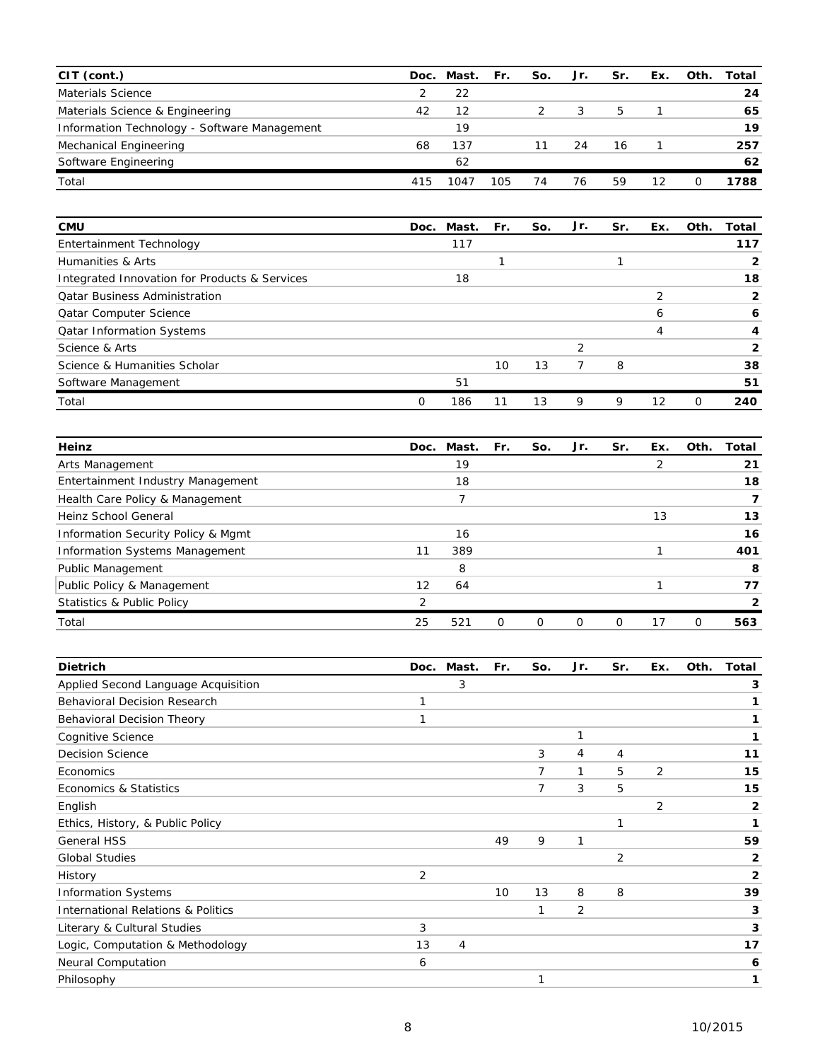| CIT (cont.) | Doc. | Mast. | Fr. | So. | Jr. | Sr. | Ex. | Oth. | Total |
|---|---|---|---|---|---|---|---|---|---|
| Materials Science | 2 | 22 | | | | | | | **24** |
| Materials Science & Engineering | 42 | 12 | | 2 | 3 | 5 | 1 | | **65** |
| Information Technology - Software Management | | 19 | | | | | | | **19** |
| Mechanical Engineering | 68 | 137 | | 11 | 24 | 16 | 1 | | **257** |
| Software Engineering | | 62 | | | | | | | **62** |
| Total | 415 | 1047 | 105 | 74 | 76 | 59 | 12 | 0 | **1788** |

| CMU | Doc. | Mast. | Fr. | So. | Jr. | Sr. | Ex. | Oth. | Total |
|---|---|---|---|---|---|---|---|---|---|
| Entertainment Technology | | 117 | | | | | | | **117** |
| Humanities & Arts | | | 1 | | | 1 | | | **2** |
| Integrated Innovation for Products & Services | | 18 | | | | | | | **18** |
| Qatar Business Administration | | | | | | | 2 | | **2** |
| Qatar Computer Science | | | | | | | 6 | | **6** |
| Qatar Information Systems | | | | | | | 4 | | **4** |
| Science & Arts | | | | | 2 | | | | **2** |
| Science & Humanities Scholar | | | 10 | 13 | 7 | 8 | | | **38** |
| Software Management | | 51 | | | | | | | **51** |
| Total | 0 | 186 | 11 | 13 | 9 | 9 | 12 | 0 | **240** |

| Heinz | Doc. | Mast. | Fr. | So. | Jr. | Sr. | Ex. | Oth. | Total |
|---|---|---|---|---|---|---|---|---|---|
| Arts Management | | 19 | | | | | 2 | | **21** |
| Entertainment Industry Management | | 18 | | | | | | | **18** |
| Health Care Policy & Management | | 7 | | | | | | | **7** |
| Heinz School General | | | | | | | 13 | | **13** |
| Information Security Policy & Mgmt | | 16 | | | | | | | **16** |
| Information Systems Management | 11 | 389 | | | | | 1 | | **401** |
| Public Management | | 8 | | | | | | | **8** |
| Public Policy & Management | 12 | 64 | | | | | 1 | | **77** |
| Statistics & Public Policy | 2 | | | | | | | | **2** |
| Total | 25 | 521 | 0 | 0 | 0 | 0 | 17 | 0 | **563** |

| Dietrich | Doc. | Mast. | Fr. | So. | Jr. | Sr. | Ex. | Oth. | Total |
|---|---|---|---|---|---|---|---|---|---|
| Applied Second Language Acquisition | | 3 | | | | | | | **3** |
| Behavioral Decision Research | 1 | | | | | | | | **1** |
| Behavioral Decision Theory | 1 | | | | | | | | **1** |
| Cognitive Science | | | | | 1 | | | | **1** |
| Decision Science | | | | 3 | 4 | 4 | | | **11** |
| Economics | | | | 7 | 1 | 5 | 2 | | **15** |
| Economics & Statistics | | | | 7 | 3 | 5 | | | **15** |
| English | | | | | | | 2 | | **2** |
| Ethics, History, & Public Policy | | | | | | 1 | | | **1** |
| General HSS | | | 49 | 9 | 1 | | | | **59** |
| Global Studies | | | | | | 2 | | | **2** |
| History | 2 | | | | | | | | **2** |
| Information Systems | | | 10 | 13 | 8 | 8 | | | **39** |
| International Relations & Politics | | | | 1 | 2 | | | | **3** |
| Literary & Cultural Studies | 3 | | | | | | | | **3** |
| Logic, Computation & Methodology | 13 | 4 | | | | | | | **17** |
| Neural Computation | 6 | | | | | | | | **6** |
| Philosophy | | | | 1 | | | | | **1** |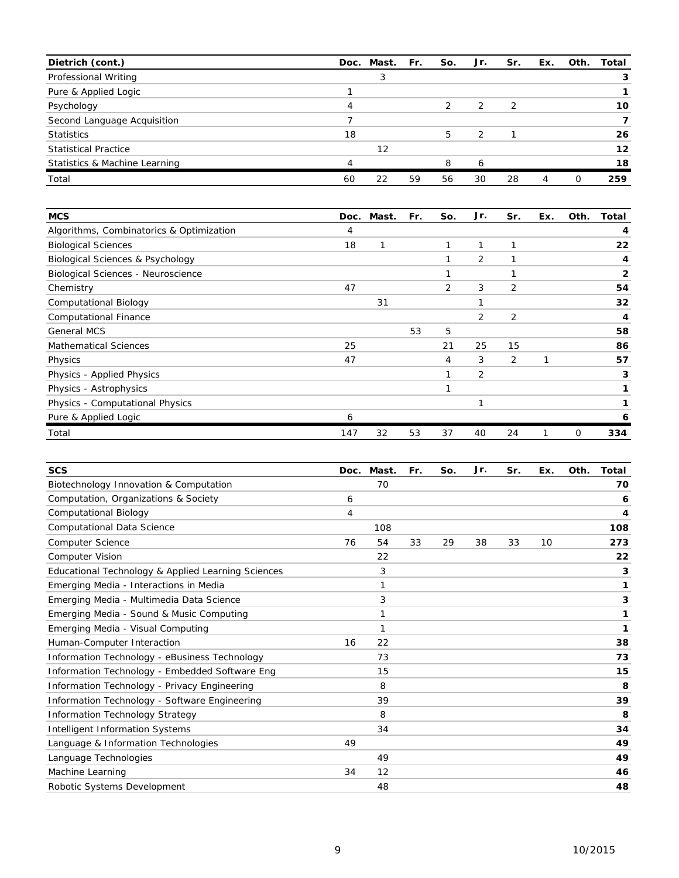| Dietrich (cont.) | Doc. | Mast. | Fr. | So. | Jr. | Sr. | Ex. | Oth. | Total |
|---|---|---|---|---|---|---|---|---|---|
| Professional Writing | | 3 | | | | | | | **3** |
| Pure & Applied Logic | 1 | | | | | | | | **1** |
| Psychology | 4 | | | 2 | 2 | 2 | | | **10** |
| Second Language Acquisition | 7 | | | | | | | | **7** |
| Statistics | 18 | | | 5 | 2 | 1 | | | **26** |
| Statistical Practice | | 12 | | | | | | | **12** |
| Statistics & Machine Learning | 4 | | | 8 | 6 | | | | **18** |
| Total | 60 | 22 | 59 | 56 | 30 | 28 | 4 | 0 | **259** |

| MCS | Doc. | Mast. | Fr. | So. | Jr. | Sr. | Ex. | Oth. | Total |
|---|---|---|---|---|---|---|---|---|---|
| Algorithms, Combinatorics & Optimization | 4 | | | | | | | | **4** |
| Biological Sciences | 18 | 1 | | 1 | 1 | 1 | | | **22** |
| Biological Sciences & Psychology | | | | 1 | 2 | 1 | | | **4** |
| Biological Sciences - Neuroscience | | | | 1 | | 1 | | | **2** |
| Chemistry | 47 | | | 2 | 3 | 2 | | | **54** |
| Computational Biology | | 31 | | | 1 | | | | **32** |
| Computational Finance | | | | | 2 | 2 | | | **4** |
| General MCS | | | 53 | 5 | | | | | **58** |
| Mathematical Sciences | 25 | | | 21 | 25 | 15 | | | **86** |
| Physics | 47 | | | 4 | 3 | 2 | 1 | | **57** |
| Physics - Applied Physics | | | | 1 | 2 | | | | **3** |
| Physics - Astrophysics | | | | 1 | | | | | **1** |
| Physics - Computational Physics | | | | | 1 | | | | **1** |
| Pure & Applied Logic | 6 | | | | | | | | **6** |
| Total | 147 | 32 | 53 | 37 | 40 | 24 | 1 | 0 | **334** |

| SCS | Doc. | Mast. | Fr. | So. | Jr. | Sr. | Ex. | Oth. | Total |
|---|---|---|---|---|---|---|---|---|---|
| Biotechnology Innovation & Computation | | 70 | | | | | | | **70** |
| Computation, Organizations & Society | 6 | | | | | | | | **6** |
| Computational Biology | 4 | | | | | | | | **4** |
| Computational Data Science | | 108 | | | | | | | **108** |
| Computer Science | 76 | 54 | 33 | 29 | 38 | 33 | 10 | | **273** |
| Computer Vision | | 22 | | | | | | | **22** |
| Educational Technology & Applied Learning Sciences | | 3 | | | | | | | **3** |
| Emerging Media - Interactions in Media | | 1 | | | | | | | **1** |
| Emerging Media - Multimedia Data Science | | 3 | | | | | | | **3** |
| Emerging Media - Sound & Music Computing | | 1 | | | | | | | **1** |
| Emerging Media - Visual Computing | | 1 | | | | | | | **1** |
| Human-Computer Interaction | 16 | 22 | | | | | | | **38** |
| Information Technology - eBusiness Technology | | 73 | | | | | | | **73** |
| Information Technology - Embedded Software Eng | | 15 | | | | | | | **15** |
| Information Technology - Privacy Engineering | | 8 | | | | | | | **8** |
| Information Technology - Software Engineering | | 39 | | | | | | | **39** |
| Information Technology Strategy | | 8 | | | | | | | **8** |
| Intelligent Information Systems | | 34 | | | | | | | **34** |
| Language & Information Technologies | 49 | | | | | | | | **49** |
| Language Technologies | | 49 | | | | | | | **49** |
| Machine Learning | 34 | 12 | | | | | | | **46** |
| Robotic Systems Development | | 48 | | | | | | | **48** |

10/2015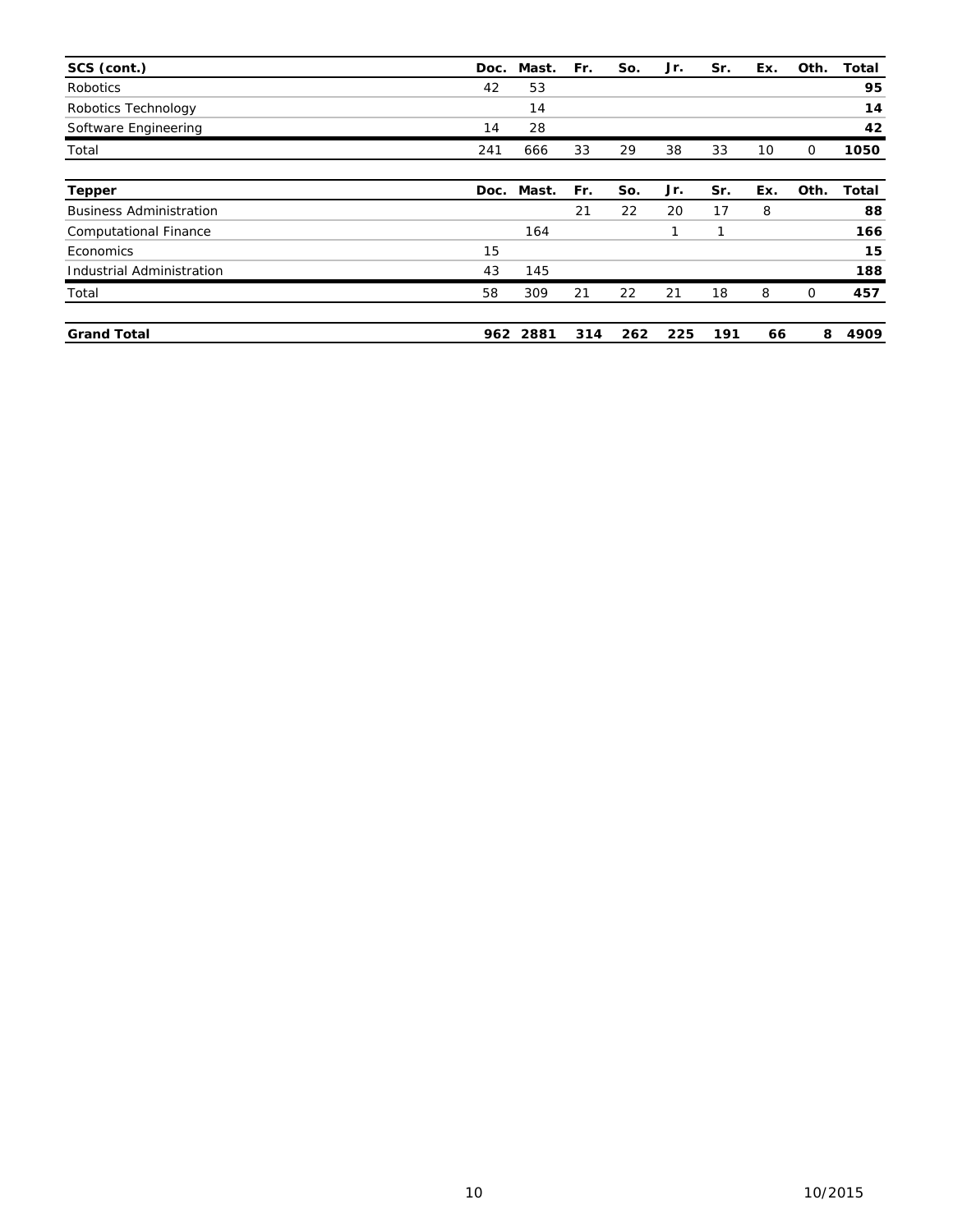| SCS (cont.) | Doc. | Mast. | Fr. | So. | Jr. | Sr. | Ex. | Oth. | Total |
|---|---|---|---|---|---|---|---|---|---|
| Robotics | 42 | 53 | | | | | | | **95** |
| Robotics Technology | | 14 | | | | | | | **14** |
| Software Engineering | 14 | 28 | | | | | | | **42** |
| Total | 241 | 666 | 33 | 29 | 38 | 33 | 10 | 0 | **1050** |

| Tepper | Doc. | Mast. | Fr. | So. | Jr. | Sr. | Ex. | Oth. | Total |
|---|---|---|---|---|---|---|---|---|---|
| Business Administration | | | 21 | 22 | 20 | 17 | 8 | | **88** |
| Computational Finance | | 164 | | | 1 | 1 | | | **166** |
| Economics | 15 | | | | | | | | **15** |
| Industrial Administration | 43 | 145 | | | | | | | **188** |
| Total | 58 | 309 | 21 | 22 | 21 | 18 | 8 | 0 | **457** |

| | | | | | | | | | |
|---|---|---|---|---|---|---|---|---|---|
| **Grand Total** | **962** | **2881** | **314** | **262** | **225** | **191** | **66** | **8** | **4909** |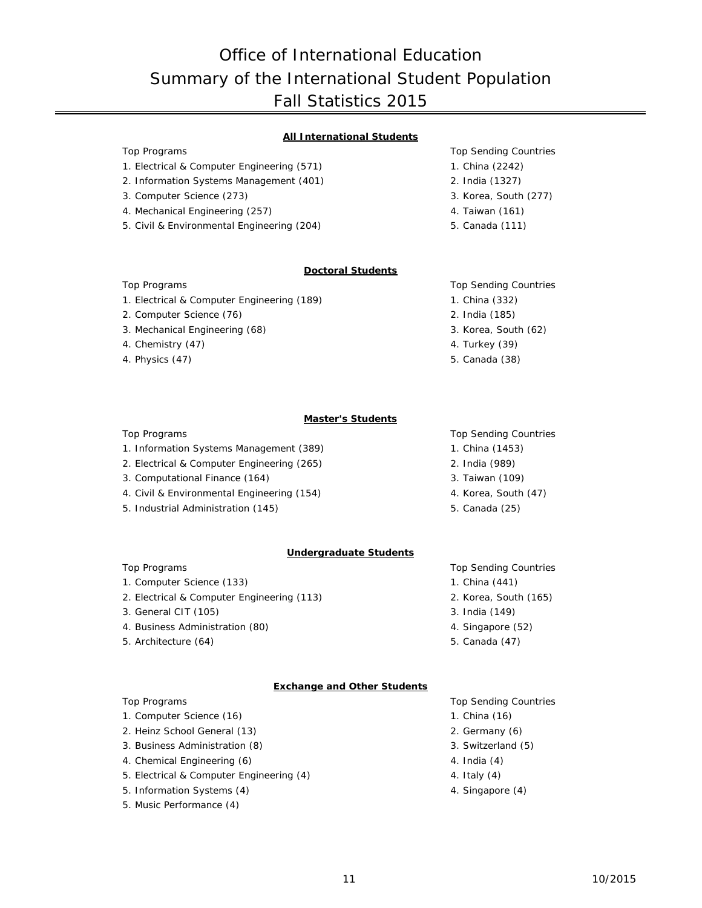# Office of International Education
# Summary of the International Student Population
# Fall Statistics 2015

## All International Students

| Top Programs | Top Sending Countries |
|---|---|
| 1. Electrical & Computer Engineering (571) | 1. China (2242) |
| 2. Information Systems Management (401) | 2. India (1327) |
| 3. Computer Science (273) | 3. Korea, South (277) |
| 4. Mechanical Engineering (257) | 4. Taiwan (161) |
| 5. Civil & Environmental Engineering (204) | 5. Canada (111) |

## Doctoral Students

| Top Programs | Top Sending Countries |
|---|---|
| 1. Electrical & Computer Engineering (189) | 1. China (332) |
| 2. Computer Science (76) | 2. India (185) |
| 3. Mechanical Engineering (68) | 3. Korea, South (62) |
| 4. Chemistry (47) | 4. Turkey (39) |
| 4. Physics (47) | 5. Canada (38) |

## Master's Students

| Top Programs | Top Sending Countries |
|---|---|
| 1. Information Systems Management (389) | 1. China (1453) |
| 2. Electrical & Computer Engineering (265) | 2. India (989) |
| 3. Computational Finance (164) | 3. Taiwan (109) |
| 4. Civil & Environmental Engineering (154) | 4. Korea, South (47) |
| 5. Industrial Administration (145) | 5. Canada (25) |

## Undergraduate Students

| Top Programs | Top Sending Countries |
|---|---|
| 1. Computer Science (133) | 1. China (441) |
| 2. Electrical & Computer Engineering (113) | 2. Korea, South (165) |
| 3. General CIT (105) | 3. India (149) |
| 4. Business Administration (80) | 4. Singapore (52) |
| 5. Architecture (64) | 5. Canada (47) |

## Exchange and Other Students

| Top Programs | Top Sending Countries |
|---|---|
| 1. Computer Science (16) | 1. China (16) |
| 2. Heinz School General (13) | 2. Germany (6) |
| 3. Business Administration (8) | 3. Switzerland (5) |
| 4. Chemical Engineering (6) | 4. India (4) |
| 5. Electrical & Computer Engineering (4) | 4. Italy (4) |
| 5. Information Systems (4) | 4. Singapore (4) |
| 5. Music Performance (4) | |

10/2015